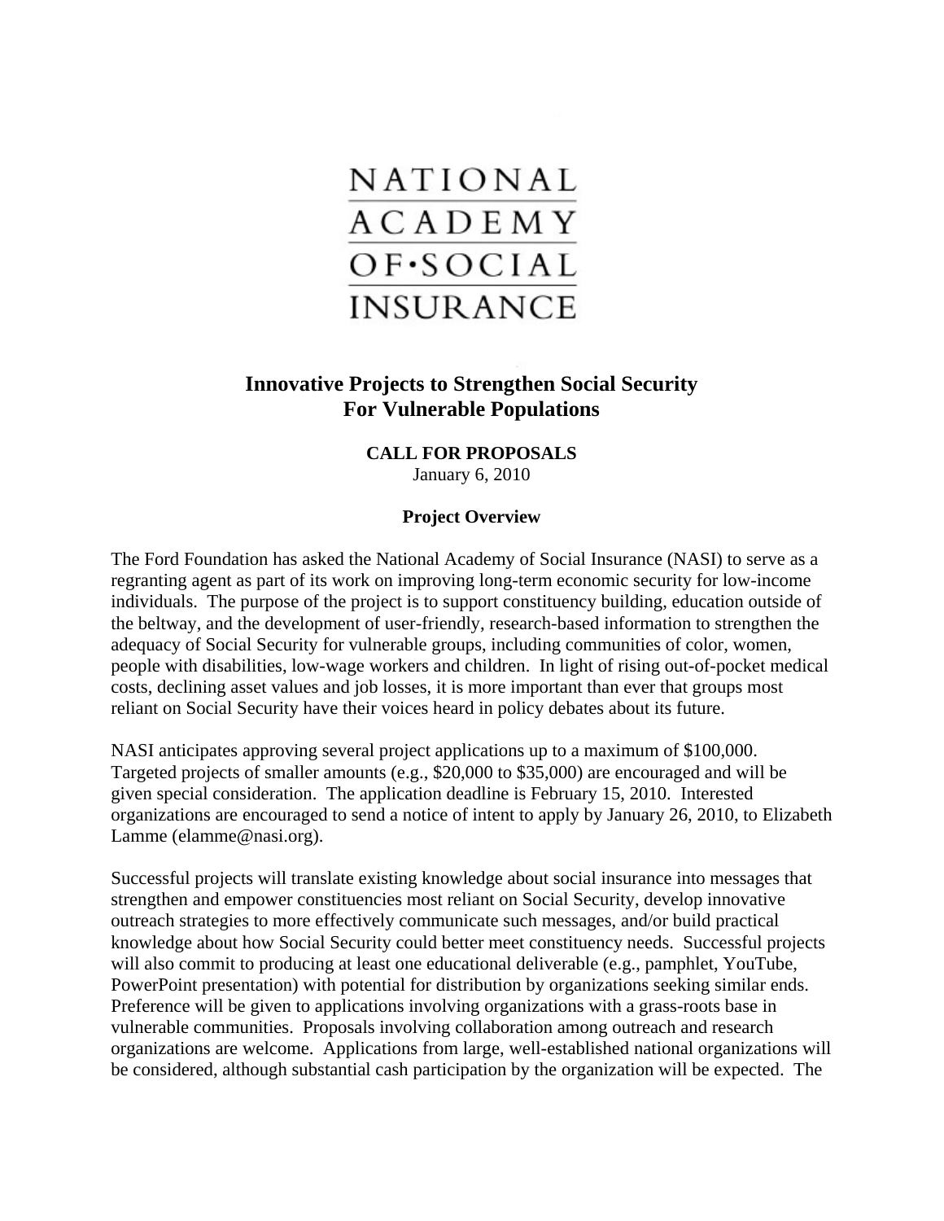NATIONAL ACADEMY OF•SOCIAL INSURANCE

# Innovative Projects to Strengthen Social Security For Vulnerable Populations

**CALL FOR PROPOSALS**

January 6, 2010

## Project Overview

The Ford Foundation has asked the National Academy of Social Insurance (NASI) to serve as a regranting agent as part of its work on improving long-term economic security for low-income individuals. The purpose of the project is to support constituency building, education outside of the beltway, and the development of user-friendly, research-based information to strengthen the adequacy of Social Security for vulnerable groups, including communities of color, women, people with disabilities, low-wage workers and children. In light of rising out-of-pocket medical costs, declining asset values and job losses, it is more important than ever that groups most reliant on Social Security have their voices heard in policy debates about its future.

NASI anticipates approving several project applications up to a maximum of $100,000. Targeted projects of smaller amounts (e.g., $20,000 to $35,000) are encouraged and will be given special consideration. The application deadline is February 15, 2010. Interested organizations are encouraged to send a notice of intent to apply by January 26, 2010, to Elizabeth Lamme (elamme@nasi.org).

Successful projects will translate existing knowledge about social insurance into messages that strengthen and empower constituencies most reliant on Social Security, develop innovative outreach strategies to more effectively communicate such messages, and/or build practical knowledge about how Social Security could better meet constituency needs. Successful projects will also commit to producing at least one educational deliverable (e.g., pamphlet, YouTube, PowerPoint presentation) with potential for distribution by organizations seeking similar ends. Preference will be given to applications involving organizations with a grass-roots base in vulnerable communities. Proposals involving collaboration among outreach and research organizations are welcome. Applications from large, well-established national organizations will be considered, although substantial cash participation by the organization will be expected. The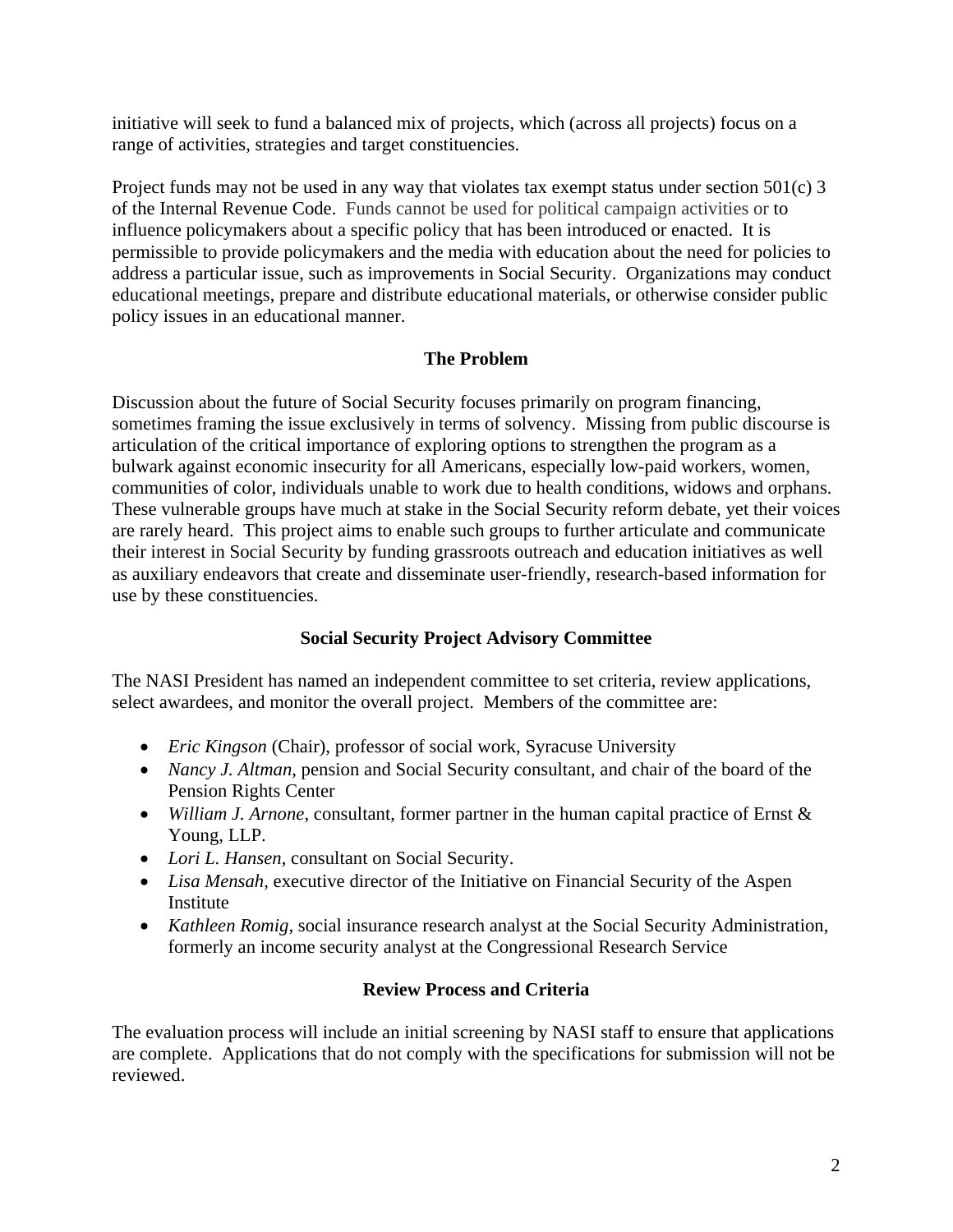initiative will seek to fund a balanced mix of projects, which (across all projects) focus on a range of activities, strategies and target constituencies.

Project funds may not be used in any way that violates tax exempt status under section 501(c) 3 of the Internal Revenue Code. Funds cannot be used for political campaign activities or to influence policymakers about a specific policy that has been introduced or enacted. It is permissible to provide policymakers and the media with education about the need for policies to address a particular issue, such as improvements in Social Security. Organizations may conduct educational meetings, prepare and distribute educational materials, or otherwise consider public policy issues in an educational manner.

## The Problem

Discussion about the future of Social Security focuses primarily on program financing, sometimes framing the issue exclusively in terms of solvency. Missing from public discourse is articulation of the critical importance of exploring options to strengthen the program as a bulwark against economic insecurity for all Americans, especially low-paid workers, women, communities of color, individuals unable to work due to health conditions, widows and orphans. These vulnerable groups have much at stake in the Social Security reform debate, yet their voices are rarely heard. This project aims to enable such groups to further articulate and communicate their interest in Social Security by funding grassroots outreach and education initiatives as well as auxiliary endeavors that create and disseminate user-friendly, research-based information for use by these constituencies.

## Social Security Project Advisory Committee

The NASI President has named an independent committee to set criteria, review applications, select awardees, and monitor the overall project. Members of the committee are:

- *Eric Kingson* (Chair), professor of social work, Syracuse University
- *Nancy J. Altman*, pension and Social Security consultant, and chair of the board of the Pension Rights Center
- *William J. Arnone*, consultant, former partner in the human capital practice of Ernst & Young, LLP.
- *Lori L. Hansen*, consultant on Social Security.
- *Lisa Mensah*, executive director of the Initiative on Financial Security of the Aspen Institute
- *Kathleen Romig*, social insurance research analyst at the Social Security Administration, formerly an income security analyst at the Congressional Research Service

## Review Process and Criteria

The evaluation process will include an initial screening by NASI staff to ensure that applications are complete. Applications that do not comply with the specifications for submission will not be reviewed.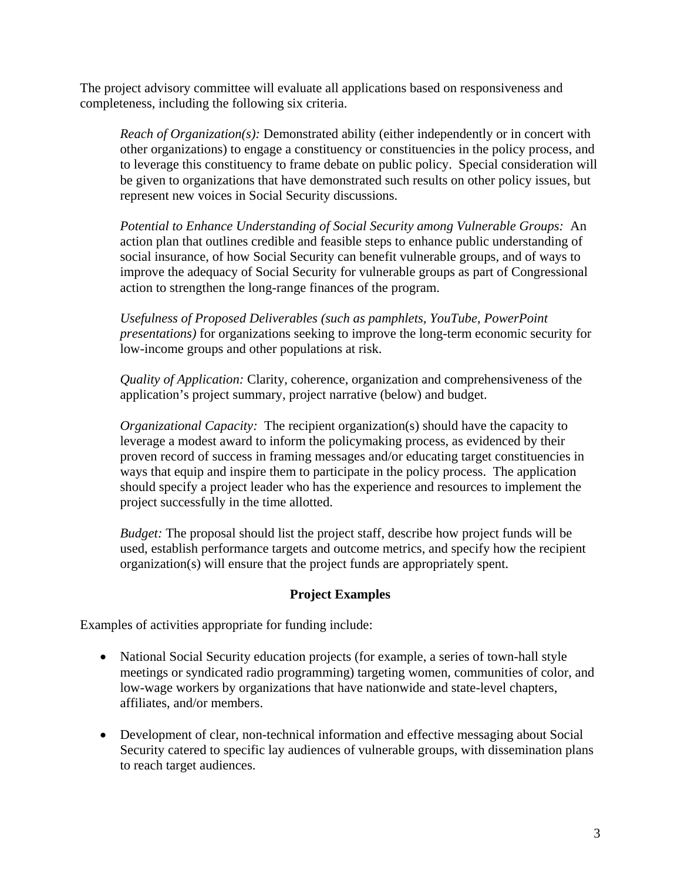The project advisory committee will evaluate all applications based on responsiveness and completeness, including the following six criteria.

*Reach of Organization(s):* Demonstrated ability (either independently or in concert with other organizations) to engage a constituency or constituencies in the policy process, and to leverage this constituency to frame debate on public policy. Special consideration will be given to organizations that have demonstrated such results on other policy issues, but represent new voices in Social Security discussions.

*Potential to Enhance Understanding of Social Security among Vulnerable Groups:* An action plan that outlines credible and feasible steps to enhance public understanding of social insurance, of how Social Security can benefit vulnerable groups, and of ways to improve the adequacy of Social Security for vulnerable groups as part of Congressional action to strengthen the long-range finances of the program.

*Usefulness of Proposed Deliverables (such as pamphlets, YouTube, PowerPoint presentations)* for organizations seeking to improve the long-term economic security for low-income groups and other populations at risk.

*Quality of Application:* Clarity, coherence, organization and comprehensiveness of the application's project summary, project narrative (below) and budget.

*Organizational Capacity:* The recipient organization(s) should have the capacity to leverage a modest award to inform the policymaking process, as evidenced by their proven record of success in framing messages and/or educating target constituencies in ways that equip and inspire them to participate in the policy process. The application should specify a project leader who has the experience and resources to implement the project successfully in the time allotted.

*Budget:* The proposal should list the project staff, describe how project funds will be used, establish performance targets and outcome metrics, and specify how the recipient organization(s) will ensure that the project funds are appropriately spent.

## Project Examples

Examples of activities appropriate for funding include:

- National Social Security education projects (for example, a series of town-hall style meetings or syndicated radio programming) targeting women, communities of color, and low-wage workers by organizations that have nationwide and state-level chapters, affiliates, and/or members.
- Development of clear, non-technical information and effective messaging about Social Security catered to specific lay audiences of vulnerable groups, with dissemination plans to reach target audiences.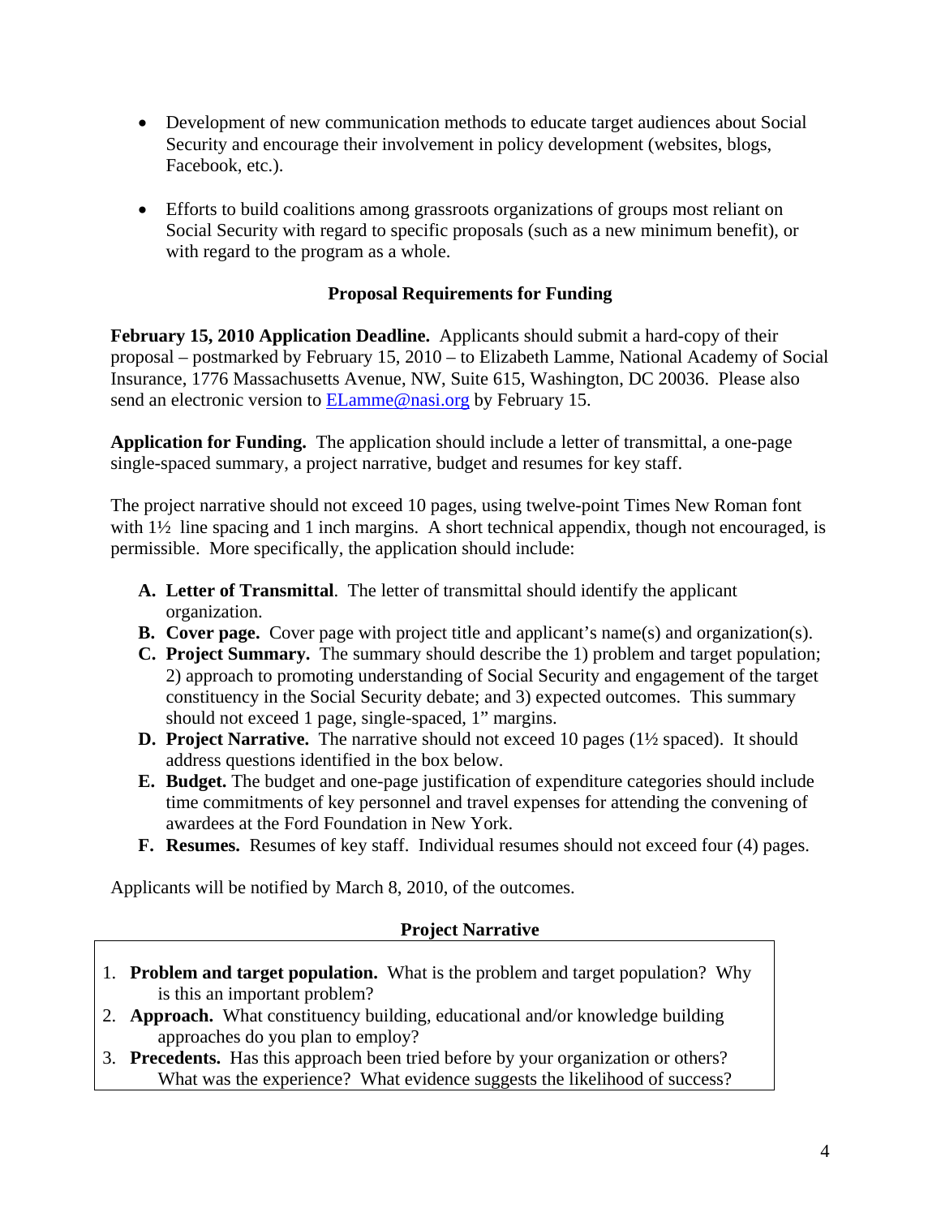- Development of new communication methods to educate target audiences about Social Security and encourage their involvement in policy development (websites, blogs, Facebook, etc.).

- Efforts to build coalitions among grassroots organizations of groups most reliant on Social Security with regard to specific proposals (such as a new minimum benefit), or with regard to the program as a whole.

## Proposal Requirements for Funding

**February 15, 2010 Application Deadline.** Applicants should submit a hard-copy of their proposal – postmarked by February 15, 2010 – to Elizabeth Lamme, National Academy of Social Insurance, 1776 Massachusetts Avenue, NW, Suite 615, Washington, DC 20036. Please also send an electronic version to ELamme@nasi.org by February 15.

**Application for Funding.** The application should include a letter of transmittal, a one-page single-spaced summary, a project narrative, budget and resumes for key staff.

The project narrative should not exceed 10 pages, using twelve-point Times New Roman font with 1½ line spacing and 1 inch margins. A short technical appendix, though not encouraged, is permissible. More specifically, the application should include:

A. **Letter of Transmittal**. The letter of transmittal should identify the applicant organization.
B. **Cover page.** Cover page with project title and applicant's name(s) and organization(s).
C. **Project Summary.** The summary should describe the 1) problem and target population; 2) approach to promoting understanding of Social Security and engagement of the target constituency in the Social Security debate; and 3) expected outcomes. This summary should not exceed 1 page, single-spaced, 1" margins.
D. **Project Narrative.** The narrative should not exceed 10 pages (1½ spaced). It should address questions identified in the box below.
E. **Budget.** The budget and one-page justification of expenditure categories should include time commitments of key personnel and travel expenses for attending the convening of awardees at the Ford Foundation in New York.
F. **Resumes.** Resumes of key staff. Individual resumes should not exceed four (4) pages.

Applicants will be notified by March 8, 2010, of the outcomes.

## Project Narrative

1. **Problem and target population.** What is the problem and target population? Why is this an important problem?
2. **Approach.** What constituency building, educational and/or knowledge building approaches do you plan to employ?
3. **Precedents.** Has this approach been tried before by your organization or others? What was the experience? What evidence suggests the likelihood of success?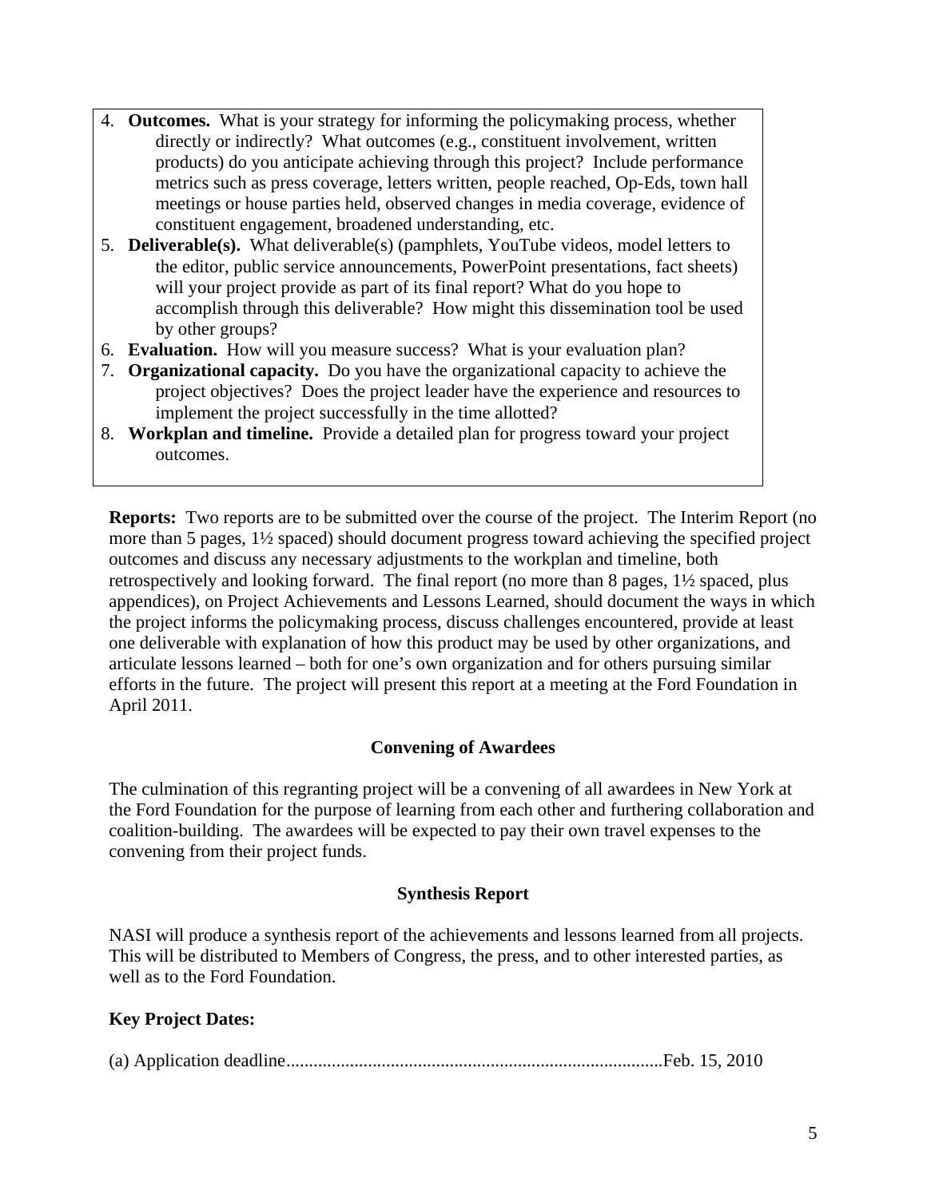4. **Outcomes.** What is your strategy for informing the policymaking process, whether directly or indirectly? What outcomes (e.g., constituent involvement, written products) do you anticipate achieving through this project? Include performance metrics such as press coverage, letters written, people reached, Op-Eds, town hall meetings or house parties held, observed changes in media coverage, evidence of constituent engagement, broadened understanding, etc.
5. **Deliverable(s).** What deliverable(s) (pamphlets, YouTube videos, model letters to the editor, public service announcements, PowerPoint presentations, fact sheets) will your project provide as part of its final report? What do you hope to accomplish through this deliverable? How might this dissemination tool be used by other groups?
6. **Evaluation.** How will you measure success? What is your evaluation plan?
7. **Organizational capacity.** Do you have the organizational capacity to achieve the project objectives? Does the project leader have the experience and resources to implement the project successfully in the time allotted?
8. **Workplan and timeline.** Provide a detailed plan for progress toward your project outcomes.

**Reports:** Two reports are to be submitted over the course of the project. The Interim Report (no more than 5 pages, 1½ spaced) should document progress toward achieving the specified project outcomes and discuss any necessary adjustments to the workplan and timeline, both retrospectively and looking forward. The final report (no more than 8 pages, 1½ spaced, plus appendices), on Project Achievements and Lessons Learned, should document the ways in which the project informs the policymaking process, discuss challenges encountered, provide at least one deliverable with explanation of how this product may be used by other organizations, and articulate lessons learned – both for one's own organization and for others pursuing similar efforts in the future. The project will present this report at a meeting at the Ford Foundation in April 2011.

## Convening of Awardees

The culmination of this regranting project will be a convening of all awardees in New York at the Ford Foundation for the purpose of learning from each other and furthering collaboration and coalition-building. The awardees will be expected to pay their own travel expenses to the convening from their project funds.

## Synthesis Report

NASI will produce a synthesis report of the achievements and lessons learned from all projects. This will be distributed to Members of Congress, the press, and to other interested parties, as well as to the Ford Foundation.

**Key Project Dates:**

(a) Application deadline..................................................................................Feb. 15, 2010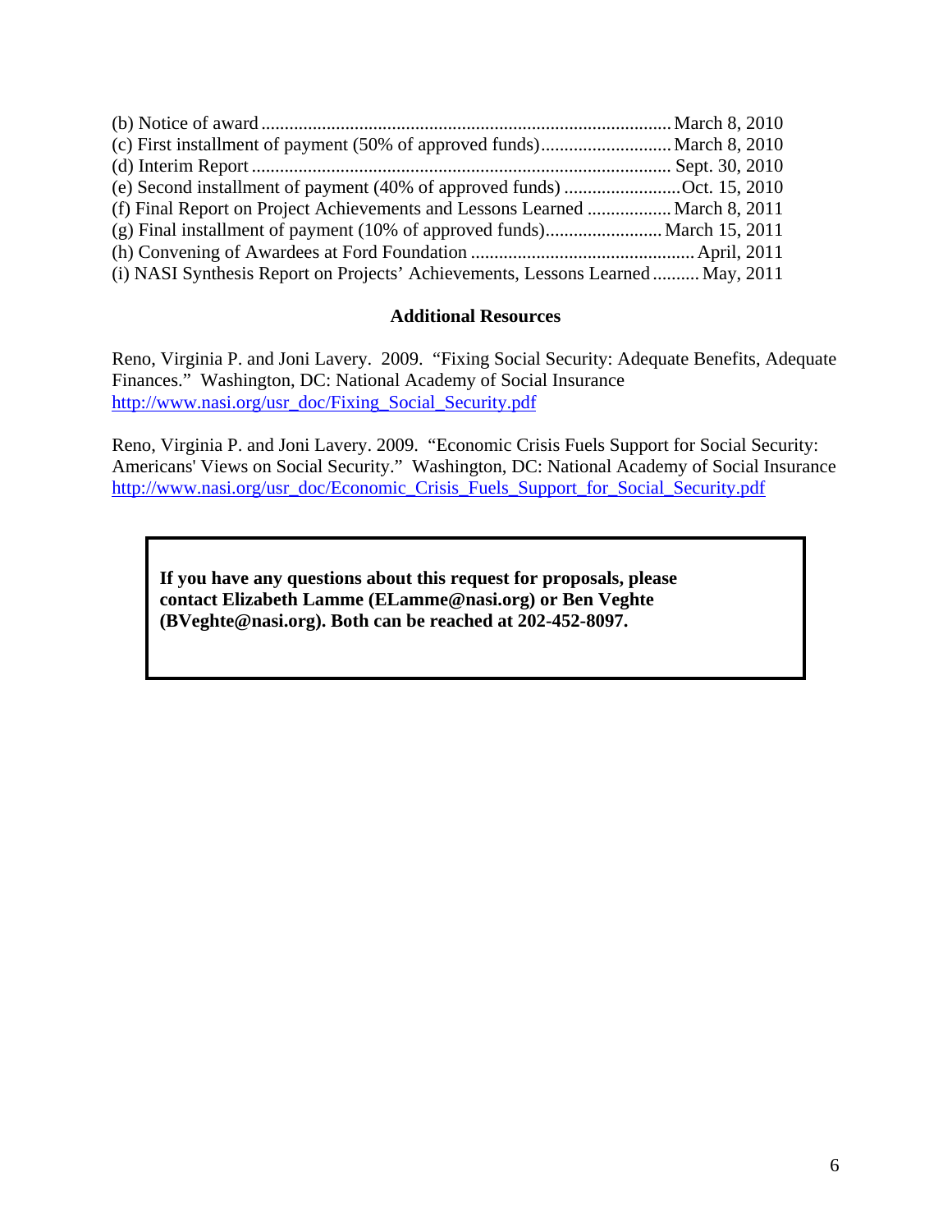(b) Notice of award ........................................................................................ March 8, 2010
(c) First installment of payment (50% of approved funds)............................ March 8, 2010
(d) Interim Report .......................................................................................... Sept. 30, 2010
(e) Second installment of payment (40% of approved funds) .........................Oct. 15, 2010
(f) Final Report on Project Achievements and Lessons Learned .................. March 8, 2011
(g) Final installment of payment (10% of approved funds)......................... March 15, 2011
(h) Convening of Awardees at Ford Foundation ................................................ April, 2011
(i) NASI Synthesis Report on Projects' Achievements, Lessons Learned .......... May, 2011

**Additional Resources**

Reno, Virginia P. and Joni Lavery. 2009. "Fixing Social Security: Adequate Benefits, Adequate Finances." Washington, DC: National Academy of Social Insurance
http://www.nasi.org/usr_doc/Fixing_Social_Security.pdf

Reno, Virginia P. and Joni Lavery. 2009. "Economic Crisis Fuels Support for Social Security: Americans' Views on Social Security." Washington, DC: National Academy of Social Insurance
http://www.nasi.org/usr_doc/Economic_Crisis_Fuels_Support_for_Social_Security.pdf

**If you have any questions about this request for proposals, please contact Elizabeth Lamme (ELamme@nasi.org) or Ben Veghte (BVeghte@nasi.org). Both can be reached at 202-452-8097.**